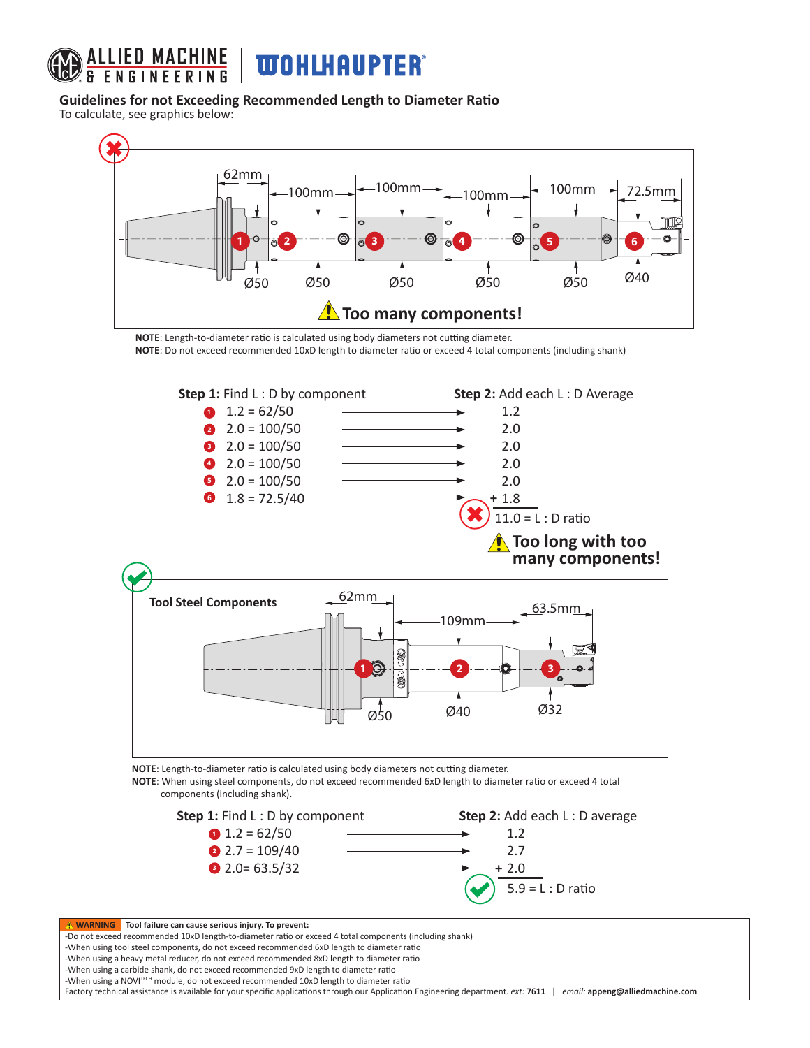ALLIED MACHINE & ENGINEERING | WOHLHAUPTER

## Guidelines for not Exceeding Recommended Length to Diameter Ratio

To calculate, see graphics below:

62mm | 100mm | 100mm | 100mm | 100mm | 72.5mm

Ø50 | Ø50 | Ø50 | Ø50 | Ø50 | Ø40

**Too many components!**

**NOTE**: Length-to-diameter ratio is calculated using body diameters not cutting diameter.
**NOTE**: Do not exceed recommended 10xD length to diameter ratio or exceed 4 total components (including shank)

| **Step 1:** Find L : D by component | **Step 2:** Add each L : D Average |
|---|---|
| 1 — 1.2 = 62/50 | 1.2 |
| 2 — 2.0 = 100/50 | 2.0 |
| 3 — 2.0 = 100/50 | 2.0 |
| 4 — 2.0 = 100/50 | 2.0 |
| 5 — 2.0 = 100/50 | 2.0 |
| 6 — 1.8 = 72.5/40 | + 1.8 |
| | 11.0 = L : D ratio |

**Too long with too many components!**

**Tool Steel Components**

62mm | 109mm | 63.5mm

Ø50 | Ø40 | Ø32

**NOTE**: Length-to-diameter ratio is calculated using body diameters not cutting diameter.
**NOTE**: When using steel components, do not exceed recommended 6xD length to diameter ratio or exceed 4 total components (including shank).

| **Step 1:** Find L : D by component | **Step 2:** Add each L : D average |
|---|---|
| 1 — 1.2 = 62/50 | 1.2 |
| 2 — 2.7 = 109/40 | 2.7 |
| 3 — 2.0= 63.5/32 | + 2.0 |
| | 5.9 = L : D ratio |

**WARNING** **Tool failure can cause serious injury. To prevent:**
- Do not exceed recommended 10xD length-to-diameter ratio or exceed 4 total components (including shank)
- When using tool steel components, do not exceed recommended 6xD length to diameter ratio
- When using a heavy metal reducer, do not exceed recommended 8xD length to diameter ratio
- When using a carbide shank, do not exceed recommended 9xD length to diameter ratio
- When using a NOVI[TECH] module, do not exceed recommended 10xD length to diameter ratio

Factory technical assistance is available for your specific applications through our Application Engineering department. *ext:* **7611** | *email:* **appeng@alliedmachine.com**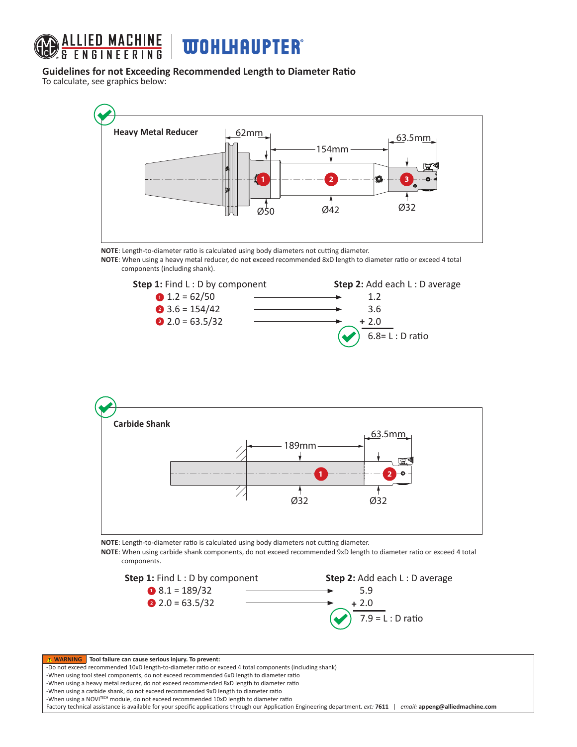## Guidelines for not Exceeding Recommended Length to Diameter Ratio

To calculate, see graphics below:

**Heavy Metal Reducer**

62mm | 154mm | 63.5mm

Ø50 | Ø42 | Ø32

**NOTE**: Length-to-diameter ratio is calculated using body diameters not cutting diameter.

**NOTE**: When using a heavy metal reducer, do not exceed recommended 8xD length to diameter ratio or exceed 4 total components (including shank).

**Step 1:** Find L : D by component

1. 1.2 = 62/50
2. 3.6 = 154/42
3. 2.0 = 63.5/32

**Step 2:** Add each L : D average

1.2
3.6
+ 2.0

6.8= L : D ratio

**Carbide Shank**

189mm | 63.5mm

Ø32 | Ø32

**NOTE**: Length-to-diameter ratio is calculated using body diameters not cutting diameter.

**NOTE**: When using carbide shank components, do not exceed recommended 9xD length to diameter ratio or exceed 4 total components.

**Step 1:** Find L : D by component

1. 8.1 = 189/32
2. 2.0 = 63.5/32

**Step 2:** Add each L : D average

5.9
+ 2.0

7.9 = L : D ratio

**⚠ WARNING** **Tool failure can cause serious injury. To prevent:**

- Do not exceed recommended 10xD length-to-diameter ratio or exceed 4 total components (including shank)
- When using tool steel components, do not exceed recommended 6xD length to diameter ratio
- When using a heavy metal reducer, do not exceed recommended 8xD length to diameter ratio
- When using a carbide shank, do not exceed recommended 9xD length to diameter ratio
- When using a NOVI[TECH] module, do not exceed recommended 10xD length to diameter ratio

Factory technical assistance is available for your specific applications through our Application Engineering department. *ext:* **7611** | *email:* **appeng@alliedmachine.com**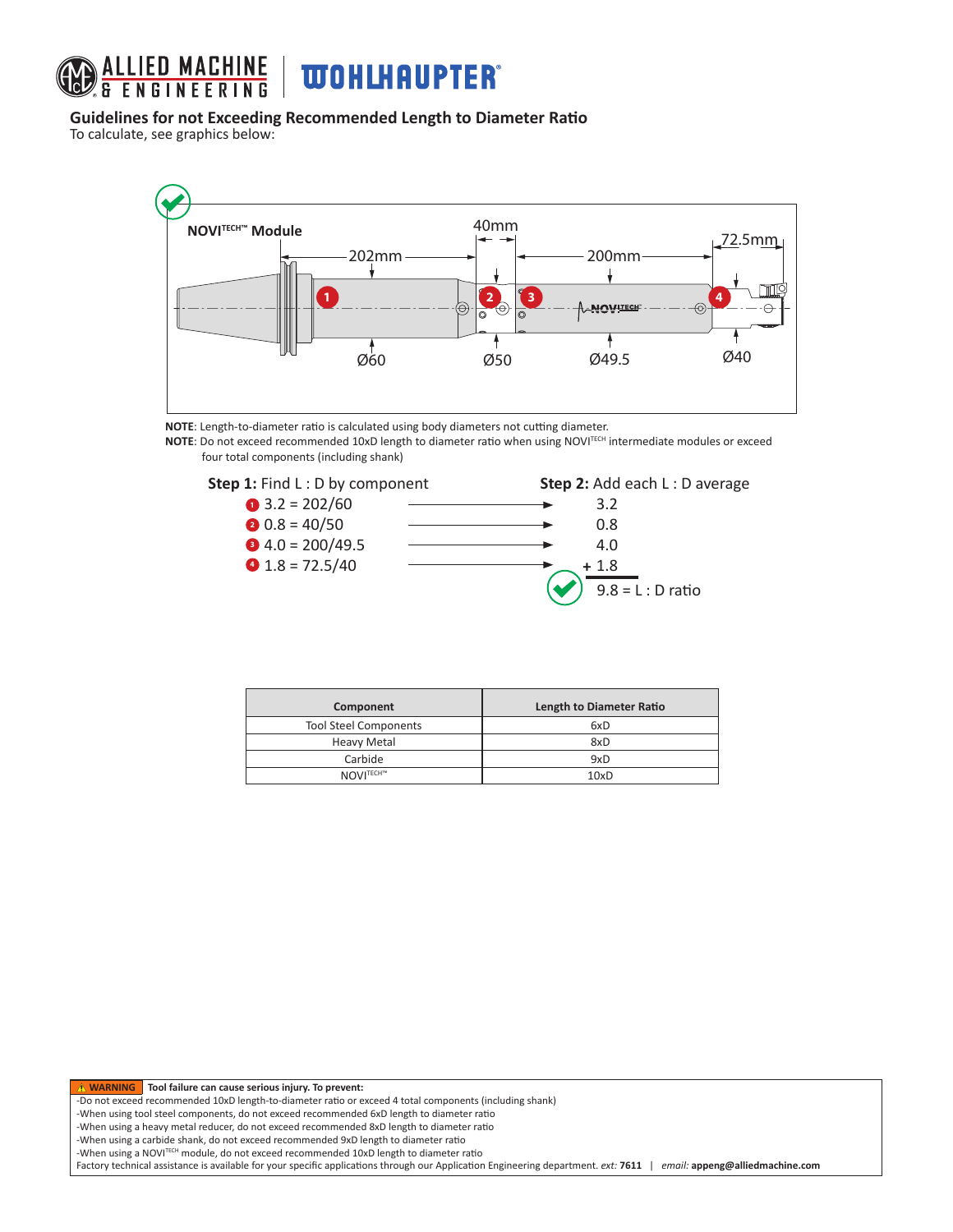## Guidelines for not Exceeding Recommended Length to Diameter Ratio

To calculate, see graphics below:

NOVI[TECH™] Module

202mm
40mm
200mm
72.5mm

1 2 3 4

Ø60
Ø50
Ø49.5
Ø40

**NOTE**: Length-to-diameter ratio is calculated using body diameters not cutting diameter.

**NOTE**: Do not exceed recommended 10xD length to diameter ratio when using NOVI[TECH] intermediate modules or exceed four total components (including shank)

**Step 1:** Find L : D by component

1. 3.2 = 202/60
2. 0.8 = 40/50
3. 4.0 = 200/49.5
4. 1.8 = 72.5/40

**Step 2:** Add each L : D average

3.2
0.8
4.0
\+ 1.8

9.8 = L : D ratio

| Component | Length to Diameter Ratio |
|---|---|
| Tool Steel Components | 6xD |
| Heavy Metal | 8xD |
| Carbide | 9xD |
| NOVI[TECH™] | 10xD |

**⚠ WARNING** **Tool failure can cause serious injury. To prevent:**

-Do not exceed recommended 10xD length-to-diameter ratio or exceed 4 total components (including shank)
-When using tool steel components, do not exceed recommended 6xD length to diameter ratio
-When using a heavy metal reducer, do not exceed recommended 8xD length to diameter ratio
-When using a carbide shank, do not exceed recommended 9xD length to diameter ratio
-When using a NOVI[TECH] module, do not exceed recommended 10xD length to diameter ratio

Factory technical assistance is available for your specific applications through our Application Engineering department. *ext:* **7611** | *email:* **appeng@alliedmachine.com**